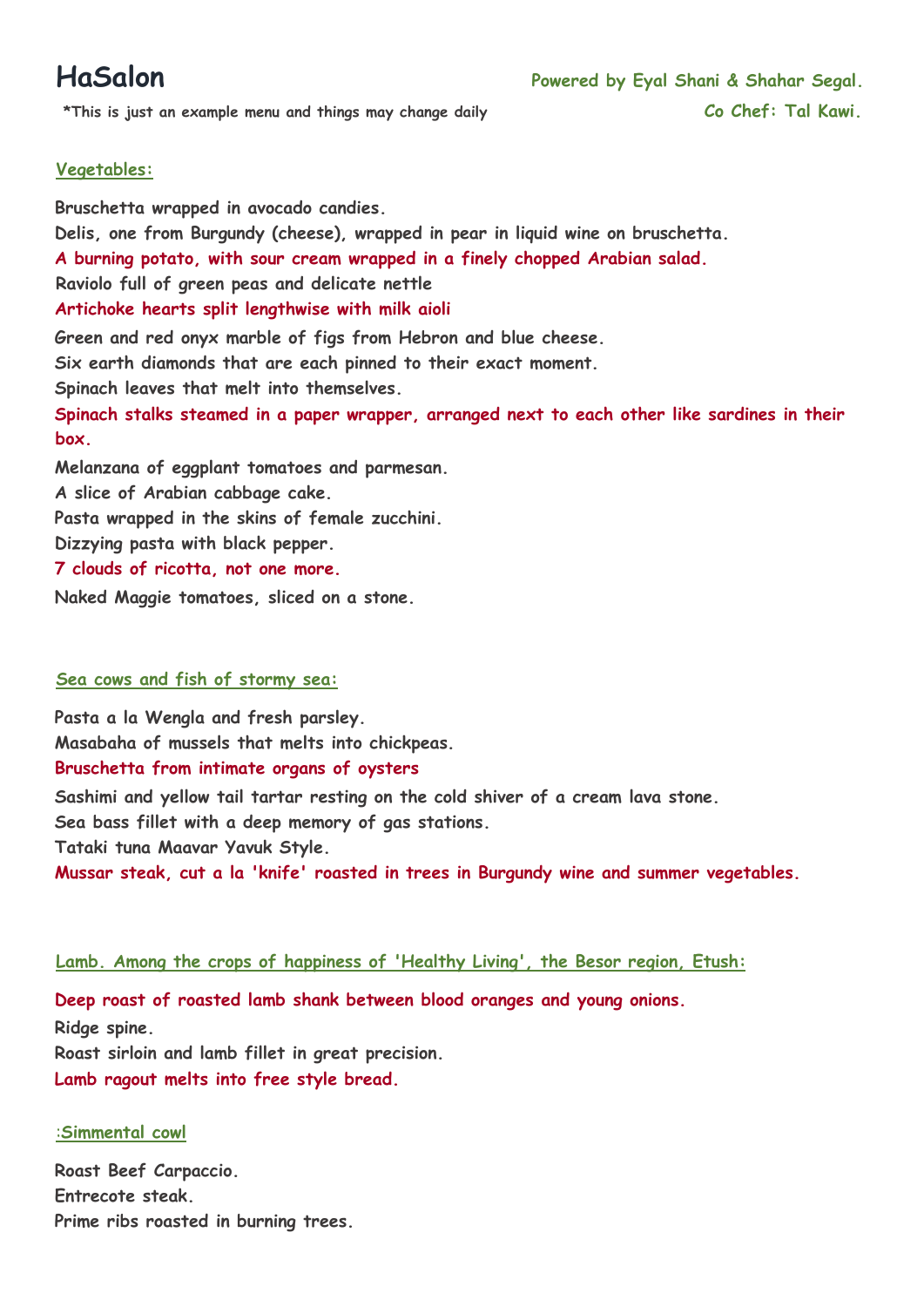# HaSalon

Powered by Eyal Shani & Shahar Segal.

*This is just an example menu and things may change daily

Co Chef: Tal Kawi.

## Vegetables:

Bruschetta wrapped in avocado candies.

Delis, one from Burgundy (cheese), wrapped in pear in liquid wine on bruschetta.

A burning potato, with sour cream wrapped in a finely chopped Arabian salad.

Raviolo full of green peas and delicate nettle

Artichoke hearts split lengthwise with milk aioli

Green and red onyx marble of figs from Hebron and blue cheese.

Six earth diamonds that are each pinned to their exact moment.

Spinach leaves that melt into themselves.

Spinach stalks steamed in a paper wrapper, arranged next to each other like sardines in their box.

Melanzana of eggplant tomatoes and parmesan.

A slice of Arabian cabbage cake.

Pasta wrapped in the skins of female zucchini.

Dizzying pasta with black pepper.

7 clouds of ricotta, not one more.

Naked Maggie tomatoes, sliced on a stone.

## Sea cows and fish of stormy sea:

Pasta a la Wengla and fresh parsley.

Masabaha of mussels that melts into chickpeas.

Bruschetta from intimate organs of oysters

Sashimi and yellow tail tartar resting on the cold shiver of a cream lava stone.

Sea bass fillet with a deep memory of gas stations.

Tataki tuna Maavar Yavuk Style.

Mussar steak, cut a la 'knife' roasted in trees in Burgundy wine and summer vegetables.

## Lamb. Among the crops of happiness of 'Healthy Living', the Besor region, Etush:

Deep roast of roasted lamb shank between blood oranges and young onions.

Ridge spine.

Roast sirloin and lamb fillet in great precision.

Lamb ragout melts into free style bread.

## :Simmental cowl

Roast Beef Carpaccio.

Entrecote steak.

Prime ribs roasted in burning trees.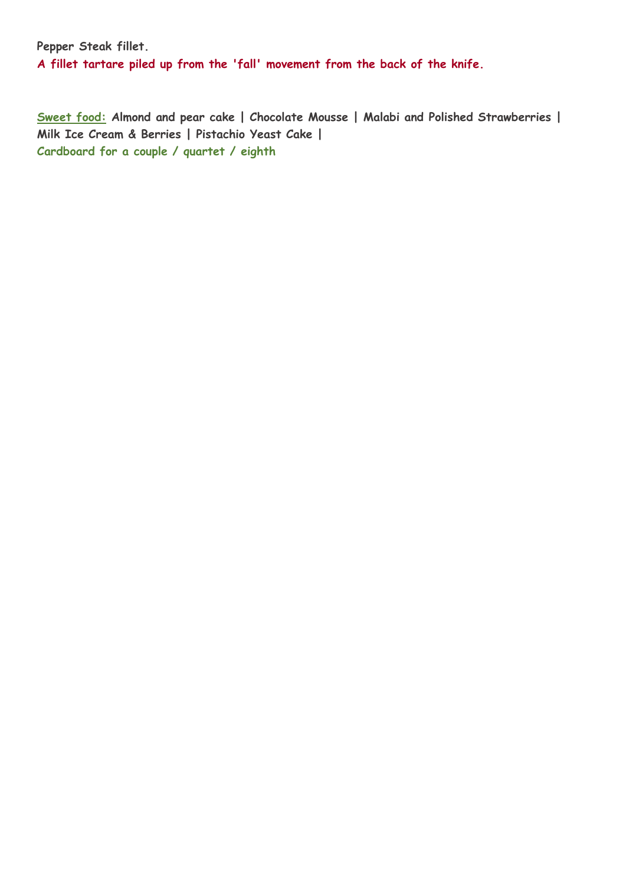**Pepper Steak fillet.**
**A fillet tartare piled up from the 'fall' movement from the back of the knife.**

**Sweet food:** **Almond and pear cake | Chocolate Mousse | Malabi and Polished Strawberries | Milk Ice Cream & Berries | Pistachio Yeast Cake |**
**Cardboard for a couple / quartet / eighth**